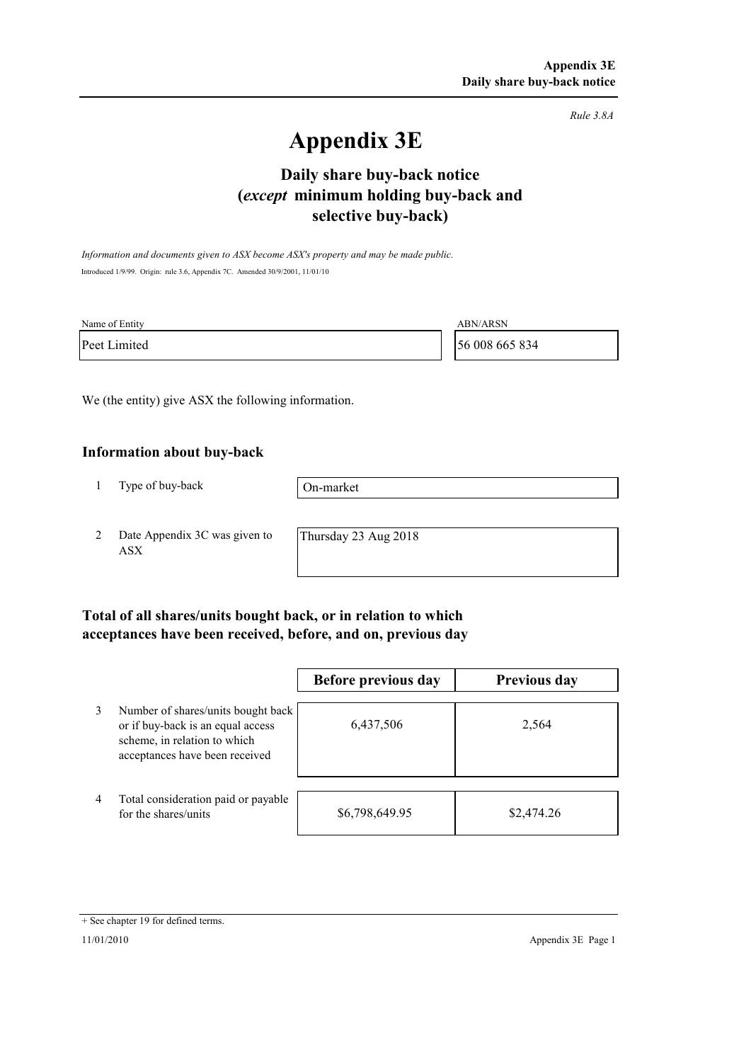*Rule 3.8A*

# Appendix 3E

## Daily share buy-back notice (*except* minimum holding buy-back and selective buy-back)

*Information and documents given to ASX become ASX's property and may be made public.*

Introduced 1/9/99. Origin: rule 3.6, Appendix 7C. Amended 30/9/2001, 11/01/10

| Name of Entity | ABN/ARSN |
|---|---|
| Peet Limited | 56 008 665 834 |

We (the entity) give ASX the following information.

### Information about buy-back

| | | |
|---|---|---|
| 1 | Type of buy-back | On-market |
| 2 | Date Appendix 3C was given to ASX | Thursday 23 Aug 2018 |

### Total of all shares/units bought back, or in relation to which acceptances have been received, before, and on, previous day

| | | Before previous day | Previous day |
|---|---|---|---|
| 3 | Number of shares/units bought back or if buy-back is an equal access scheme, in relation to which acceptances have been received | 6,437,506 | 2,564 |
| 4 | Total consideration paid or payable for the shares/units | $6,798,649.95 | $2,474.26 |

+ See chapter 19 for defined terms.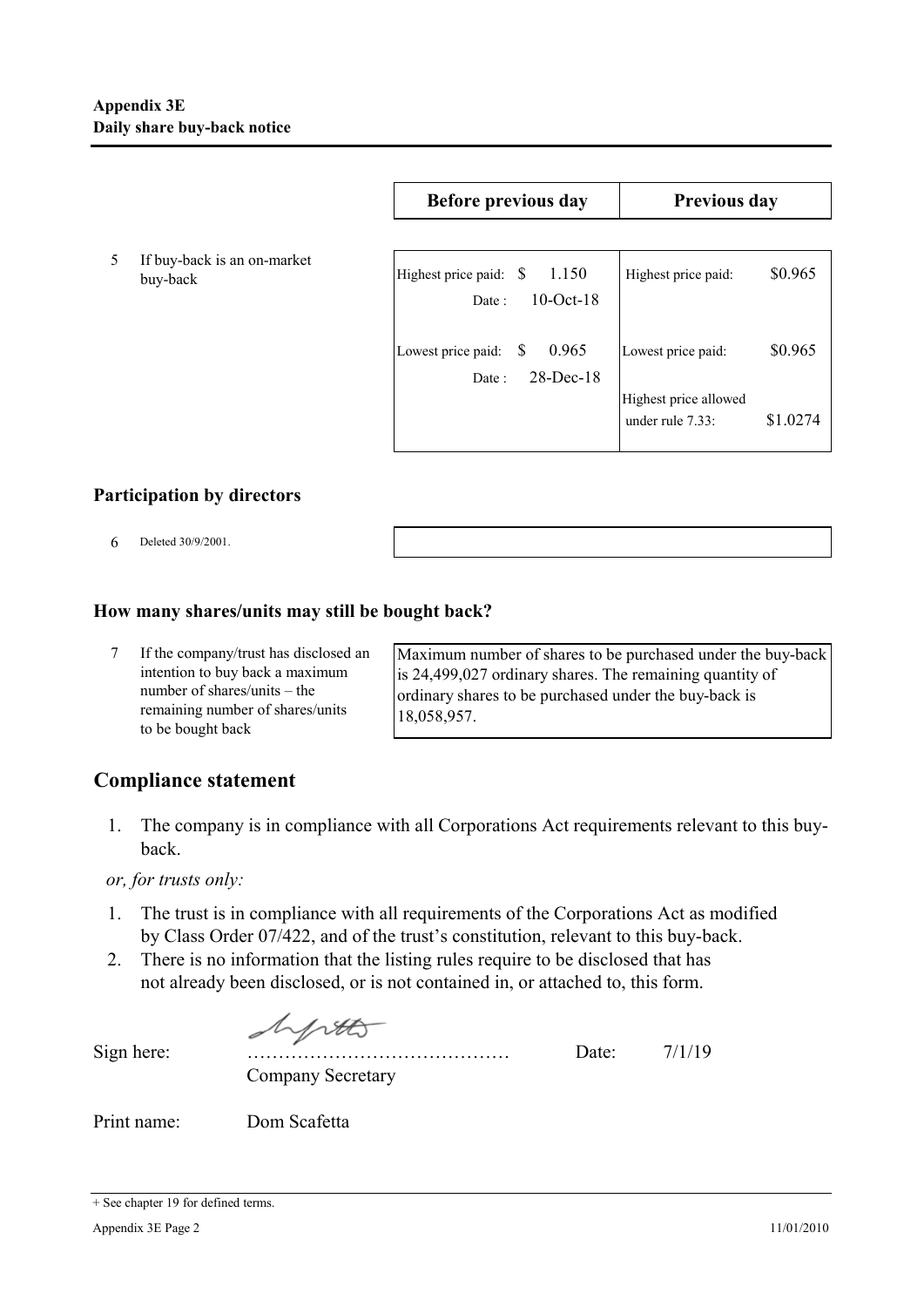**Appendix 3E**
**Daily share buy-back notice**

| | Before previous day | Previous day |
|---|---|---|
| 5 If buy-back is an on-market buy-back | Highest price paid: $ 1.150<br>Date : 10-Oct-18<br><br>Lowest price paid: $ 0.965<br>Date : 28-Dec-18 | Highest price paid: $0.965<br><br>Lowest price paid: $0.965<br><br>Highest price allowed under rule 7.33: $1.0274 |

## Participation by directors

| | |
|---|---|
| 6 Deleted 30/9/2001. | |

## How many shares/units may still be bought back?

| | |
|---|---|
| 7 If the company/trust has disclosed an intention to buy back a maximum number of shares/units – the remaining number of shares/units to be bought back | Maximum number of shares to be purchased under the buy-back is 24,499,027 ordinary shares. The remaining quantity of ordinary shares to be purchased under the buy-back is 18,058,957. |

## Compliance statement

1. The company is in compliance with all Corporations Act requirements relevant to this buy-back.

*or, for trusts only:*

1. The trust is in compliance with all requirements of the Corporations Act as modified by Class Order 07/422, and of the trust's constitution, relevant to this buy-back.
2. There is no information that the listing rules require to be disclosed that has not already been disclosed, or is not contained in, or attached to, this form.

Sign here: …………………………………… Date: 7/1/19
Company Secretary

Print name: Dom Scafetta

+ See chapter 19 for defined terms.